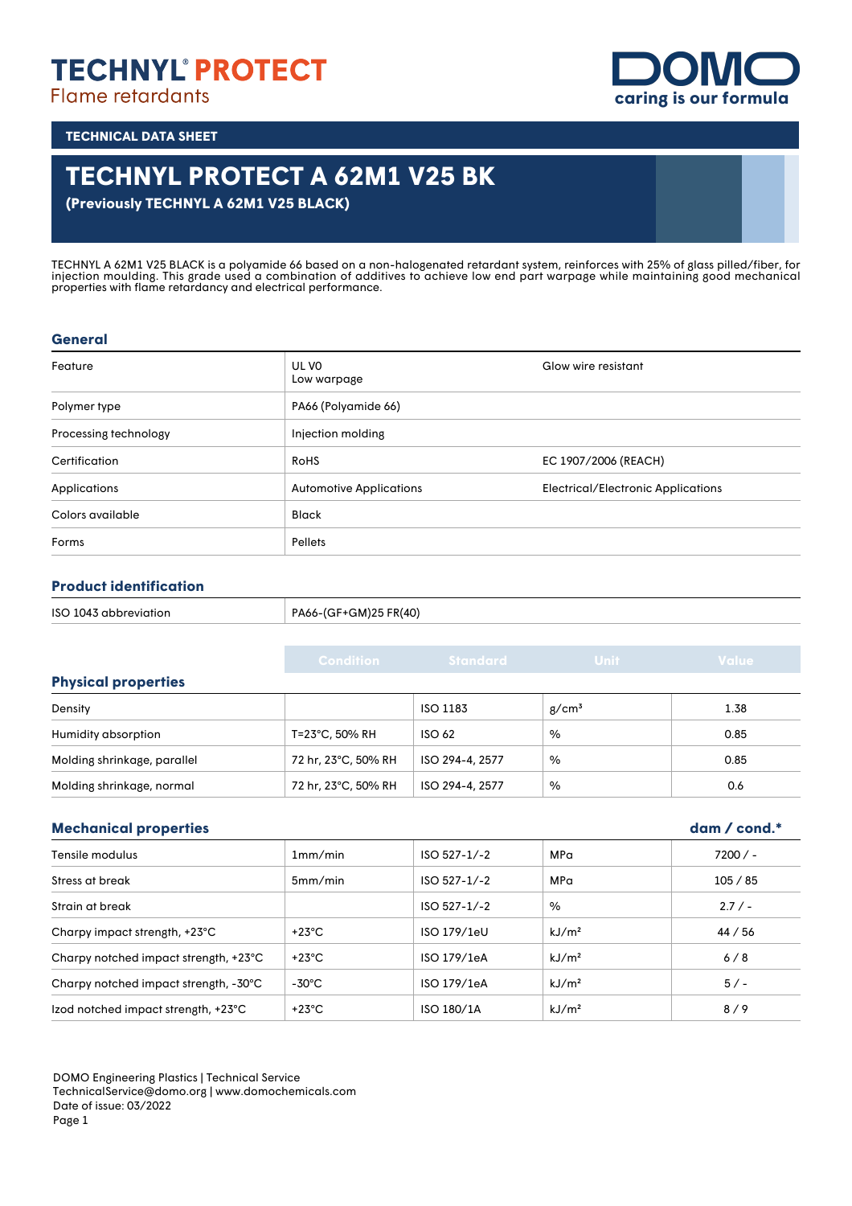TECHNYL® PROTECT
Flame retardants

DOMO
caring is our formula

TECHNICAL DATA SHEET

# TECHNYL PROTECT A 62M1 V25 BK

**(Previously TECHNYL A 62M1 V25 BLACK)**

TECHNYL A 62M1 V25 BLACK is a polyamide 66 based on a non-halogenated retardant system, reinforces with 25% of glass pilled/fiber, for injection moulding. This grade used a combination of additives to achieve low end part warpage while maintaining good mechanical properties with flame retardancy and electrical performance.

## General

| | | |
|---|---|---|
| Feature | UL V0<br>Low warpage | Glow wire resistant |
| Polymer type | PA66 (Polyamide 66) | |
| Processing technology | Injection molding | |
| Certification | RoHS | EC 1907/2006 (REACH) |
| Applications | Automotive Applications | Electrical/Electronic Applications |
| Colors available | Black | |
| Forms | Pellets | |

## Product identification

| | |
|---|---|
| ISO 1043 abbreviation | PA66-(GF+GM)25 FR(40) |

## Physical properties

| | Condition | Standard | Unit | Value |
|---|---|---|---|---|
| Density | | ISO 1183 | g/cm³ | 1.38 |
| Humidity absorption | T=23°C, 50% RH | ISO 62 | % | 0.85 |
| Molding shrinkage, parallel | 72 hr, 23°C, 50% RH | ISO 294-4, 2577 | % | 0.85 |
| Molding shrinkage, normal | 72 hr, 23°C, 50% RH | ISO 294-4, 2577 | % | 0.6 |

## Mechanical properties

| | | | | dam / cond.* |
|---|---|---|---|---|
| Tensile modulus | 1mm/min | ISO 527-1/-2 | MPa | 7200 / - |
| Stress at break | 5mm/min | ISO 527-1/-2 | MPa | 105 / 85 |
| Strain at break | | ISO 527-1/-2 | % | 2.7 / - |
| Charpy impact strength, +23°C | +23°C | ISO 179/1eU | kJ/m² | 44 / 56 |
| Charpy notched impact strength, +23°C | +23°C | ISO 179/1eA | kJ/m² | 6 / 8 |
| Charpy notched impact strength, -30°C | -30°C | ISO 179/1eA | kJ/m² | 5 / - |
| Izod notched impact strength, +23°C | +23°C | ISO 180/1A | kJ/m² | 8 / 9 |

DOMO Engineering Plastics | Technical Service
TechnicalService@domo.org | www.domochemicals.com
Date of issue: 03/2022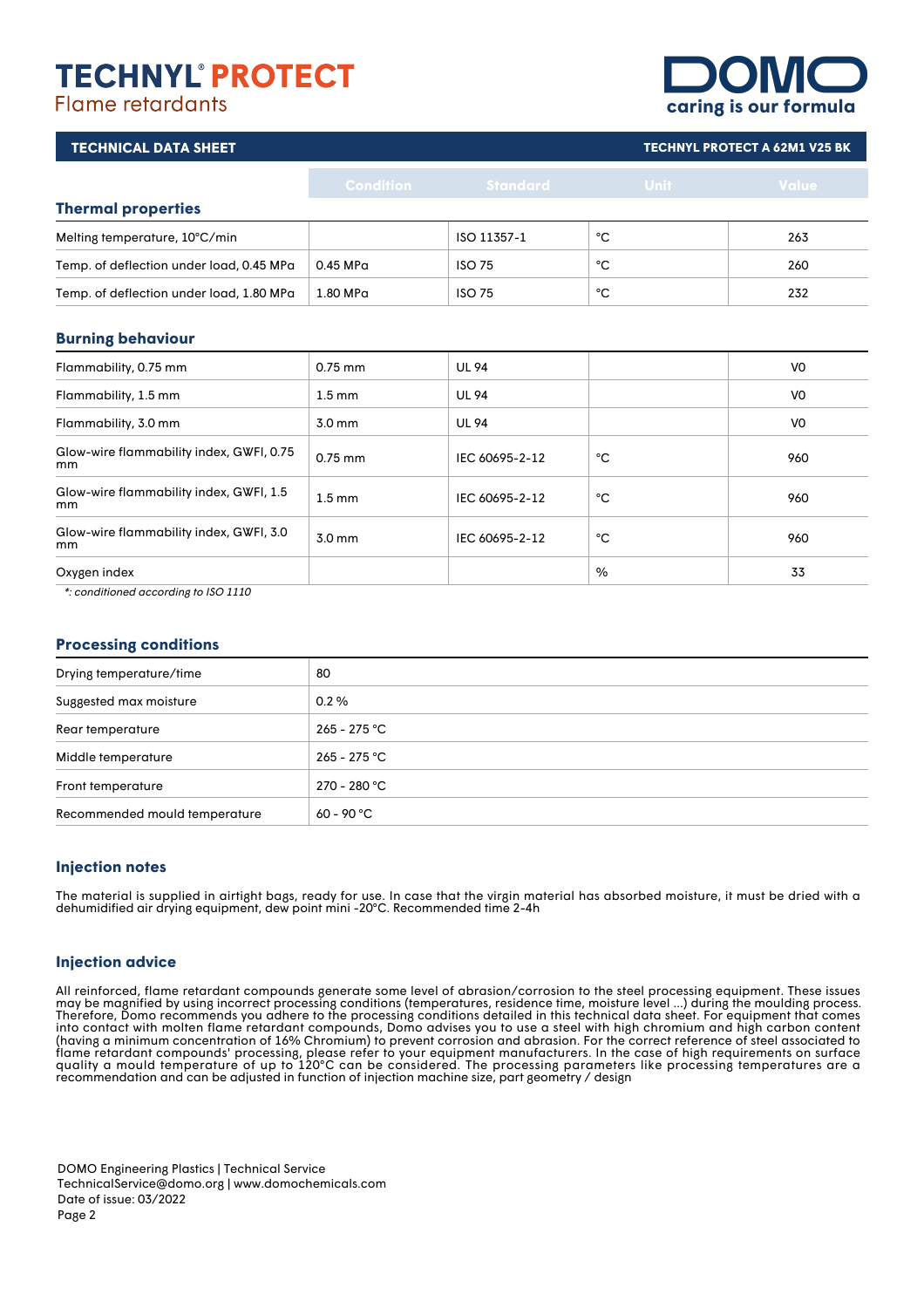TECHNYL® PROTECT
Flame retardants

DOMO caring is our formula

**TECHNICAL DATA SHEET** — **TECHNYL PROTECT A 62M1 V25 BK**

| | Condition | Standard | Unit | Value |
|---|---|---|---|---|
| **Thermal properties** | | | | |
| Melting temperature, 10°C/min | | ISO 11357-1 | °C | 263 |
| Temp. of deflection under load, 0.45 MPa | 0.45 MPa | ISO 75 | °C | 260 |
| Temp. of deflection under load, 1.80 MPa | 1.80 MPa | ISO 75 | °C | 232 |

### Burning behaviour

| | Condition | Standard | Unit | Value |
|---|---|---|---|---|
| Flammability, 0.75 mm | 0.75 mm | UL 94 | | V0 |
| Flammability, 1.5 mm | 1.5 mm | UL 94 | | V0 |
| Flammability, 3.0 mm | 3.0 mm | UL 94 | | V0 |
| Glow-wire flammability index, GWFI, 0.75 mm | 0.75 mm | IEC 60695-2-12 | °C | 960 |
| Glow-wire flammability index, GWFI, 1.5 mm | 1.5 mm | IEC 60695-2-12 | °C | 960 |
| Glow-wire flammability index, GWFI, 3.0 mm | 3.0 mm | IEC 60695-2-12 | °C | 960 |
| Oxygen index | | | % | 33 |

*\*: conditioned according to ISO 1110*

### Processing conditions

| | |
|---|---|
| Drying temperature/time | 80 |
| Suggested max moisture | 0.2 % |
| Rear temperature | 265 - 275 °C |
| Middle temperature | 265 - 275 °C |
| Front temperature | 270 - 280 °C |
| Recommended mould temperature | 60 - 90 °C |

### Injection notes

The material is supplied in airtight bags, ready for use. In case that the virgin material has absorbed moisture, it must be dried with a dehumidified air drying equipment, dew point mini -20°C. Recommended time 2-4h

### Injection advice

All reinforced, flame retardant compounds generate some level of abrasion/corrosion to the steel processing equipment. These issues may be magnified by using incorrect processing conditions (temperatures, residence time, moisture level ...) during the moulding process. Therefore, Domo recommends you adhere to the processing conditions detailed in this technical data sheet. For equipment that comes into contact with molten flame retardant compounds, Domo advises you to use a steel with high chromium and high carbon content (having a minimum concentration of 16% Chromium) to prevent corrosion and abrasion. For the correct reference of steel associated to flame retardant compounds' processing, please refer to your equipment manufacturers. In the case of high requirements on surface quality a mould temperature of up to 120°C can be considered. The processing parameters like processing temperatures are a recommendation and can be adjusted in function of injection machine size, part geometry / design

DOMO Engineering Plastics | Technical Service
TechnicalService@domo.org | www.domochemicals.com
Date of issue: 03/2022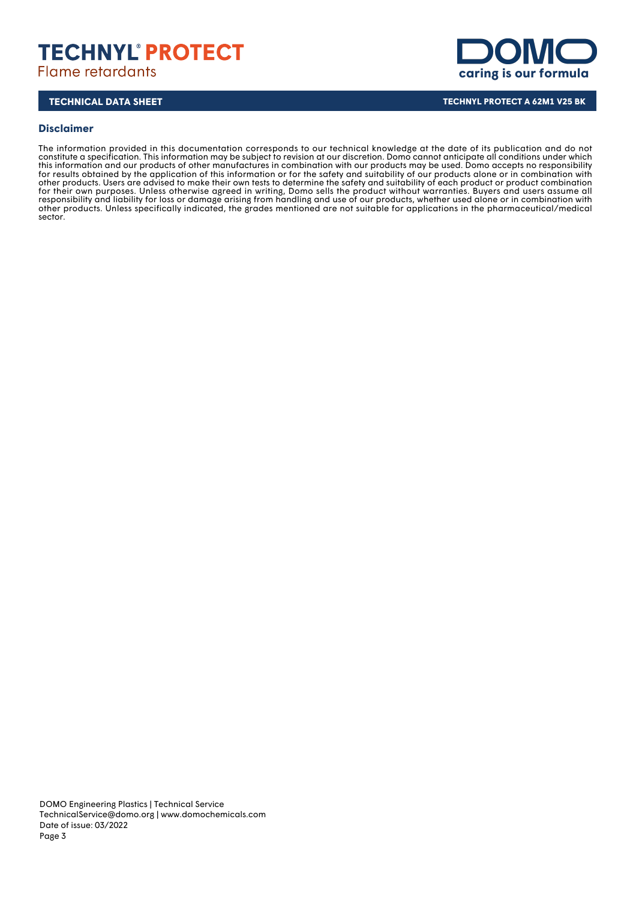## Disclaimer

The information provided in this documentation corresponds to our technical knowledge at the date of its publication and do not constitute a specification. This information may be subject to revision at our discretion. Domo cannot anticipate all conditions under which this information and our products of other manufactures in combination with our products may be used. Domo accepts no responsibility for results obtained by the application of this information or for the safety and suitability of our products alone or in combination with other products. Users are advised to make their own tests to determine the safety and suitability of each product or product combination for their own purposes. Unless otherwise agreed in writing, Domo sells the product without warranties. Buyers and users assume all responsibility and liability for loss or damage arising from handling and use of our products, whether used alone or in combination with other products. Unless specifically indicated, the grades mentioned are not suitable for applications in the pharmaceutical/medical sector.